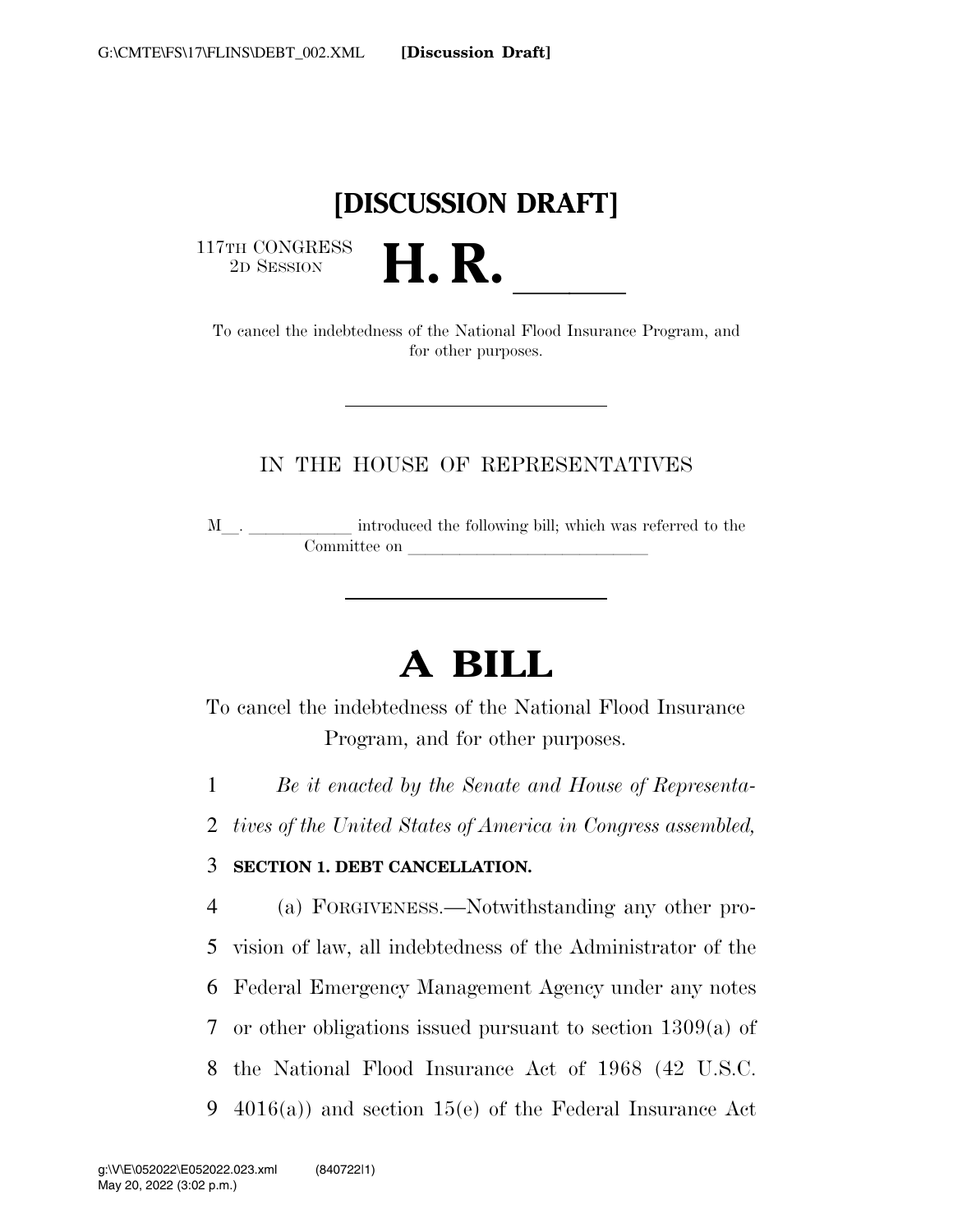# [DISCUSSION DRAFT]

117TH CONGRESS
2D SESSION

# H. R. ______

To cancel the indebtedness of the National Flood Insurance Program, and for other purposes.

---

IN THE HOUSE OF REPRESENTATIVES

M__. ____________ introduced the following bill; which was referred to the Committee on ____________________________

---

# A BILL

To cancel the indebtedness of the National Flood Insurance Program, and for other purposes.

1 *Be it enacted by the Senate and House of Representa-*
2 *tives of the United States of America in Congress assembled,*

3 **SECTION 1. DEBT CANCELLATION.**

4 (a) FORGIVENESS.—Notwithstanding any other pro-
5 vision of law, all indebtedness of the Administrator of the
6 Federal Emergency Management Agency under any notes
7 or other obligations issued pursuant to section 1309(a) of
8 the National Flood Insurance Act of 1968 (42 U.S.C.
9 4016(a)) and section 15(e) of the Federal Insurance Act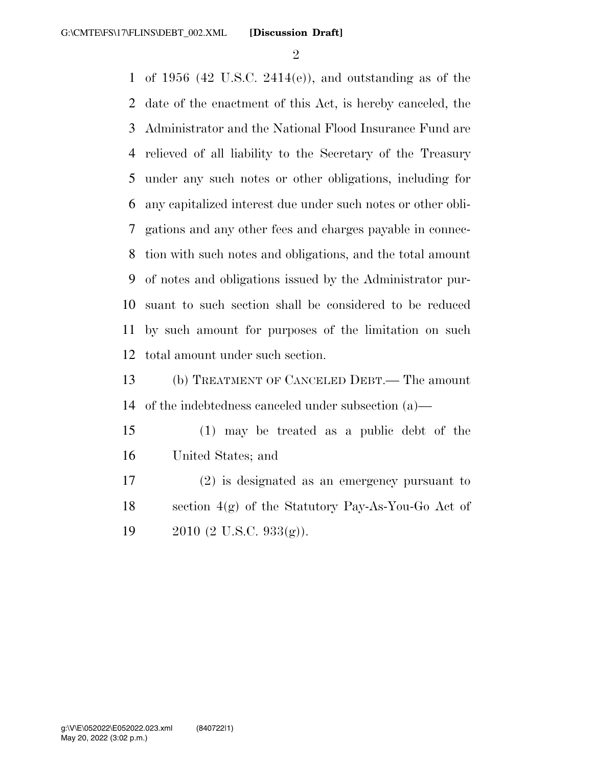of 1956 (42 U.S.C. 2414(e)), and outstanding as of the date of the enactment of this Act, is hereby canceled, the Administrator and the National Flood Insurance Fund are relieved of all liability to the Secretary of the Treasury under any such notes or other obligations, including for any capitalized interest due under such notes or other obligations and any other fees and charges payable in connection with such notes and obligations, and the total amount of notes and obligations issued by the Administrator pursuant to such section shall be considered to be reduced by such amount for purposes of the limitation on such total amount under such section.

(b) TREATMENT OF CANCELED DEBT.— The amount of the indebtedness canceled under subsection (a)—

(1) may be treated as a public debt of the United States; and

(2) is designated as an emergency pursuant to section 4(g) of the Statutory Pay-As-You-Go Act of 2010 (2 U.S.C. 933(g)).